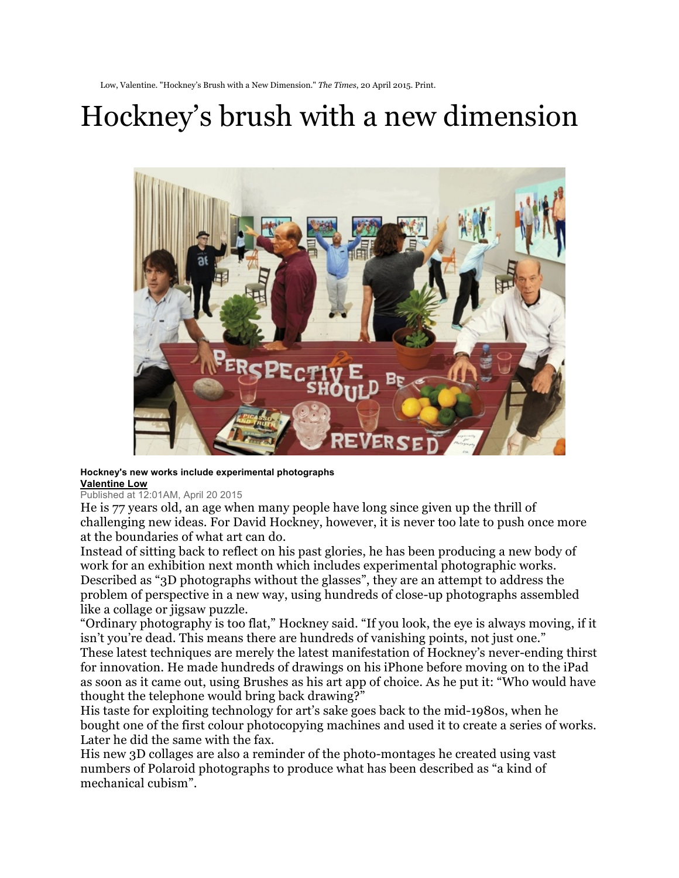Low, Valentine. "Hockney's Brush with a New Dimension." *The Times*, 20 April 2015. Print.

# Hockney's brush with a new dimension

**Hockney's new works include experimental photographs**

**Valentine Low**

Published at 12:01AM, April 20 2015

He is 77 years old, an age when many people have long since given up the thrill of challenging new ideas. For David Hockney, however, it is never too late to push once more at the boundaries of what art can do.

Instead of sitting back to reflect on his past glories, he has been producing a new body of work for an exhibition next month which includes experimental photographic works. Described as "3D photographs without the glasses", they are an attempt to address the problem of perspective in a new way, using hundreds of close-up photographs assembled like a collage or jigsaw puzzle.

"Ordinary photography is too flat," Hockney said. "If you look, the eye is always moving, if it isn't you're dead. This means there are hundreds of vanishing points, not just one."

These latest techniques are merely the latest manifestation of Hockney's never-ending thirst for innovation. He made hundreds of drawings on his iPhone before moving on to the iPad as soon as it came out, using Brushes as his art app of choice. As he put it: "Who would have thought the telephone would bring back drawing?"

His taste for exploiting technology for art's sake goes back to the mid-1980s, when he bought one of the first colour photocopying machines and used it to create a series of works. Later he did the same with the fax.

His new 3D collages are also a reminder of the photo-montages he created using vast numbers of Polaroid photographs to produce what has been described as "a kind of mechanical cubism".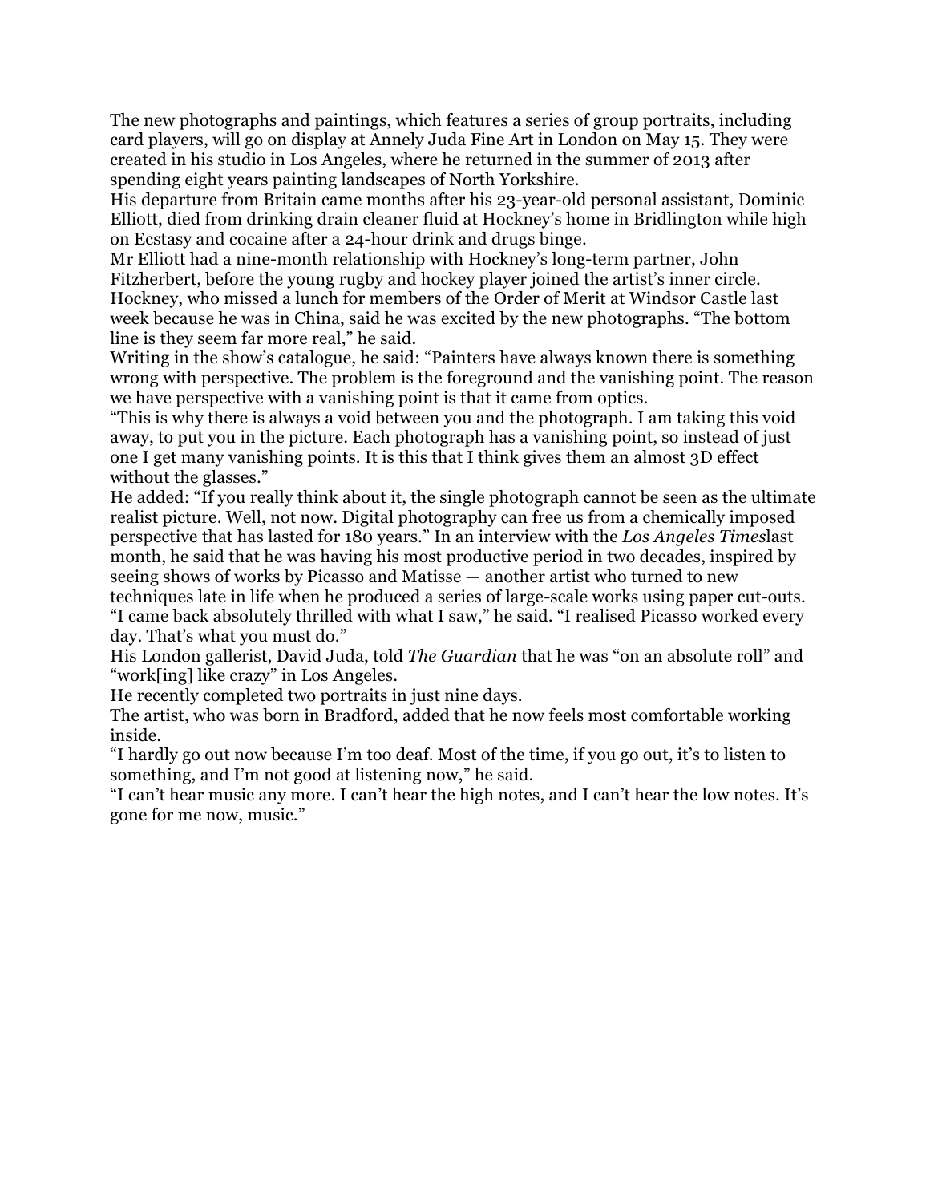The new photographs and paintings, which features a series of group portraits, including card players, will go on display at Annely Juda Fine Art in London on May 15. They were created in his studio in Los Angeles, where he returned in the summer of 2013 after spending eight years painting landscapes of North Yorkshire.

His departure from Britain came months after his 23-year-old personal assistant, Dominic Elliott, died from drinking drain cleaner fluid at Hockney's home in Bridlington while high on Ecstasy and cocaine after a 24-hour drink and drugs binge.

Mr Elliott had a nine-month relationship with Hockney's long-term partner, John Fitzherbert, before the young rugby and hockey player joined the artist's inner circle.

Hockney, who missed a lunch for members of the Order of Merit at Windsor Castle last week because he was in China, said he was excited by the new photographs. "The bottom line is they seem far more real," he said.

Writing in the show's catalogue, he said: "Painters have always known there is something wrong with perspective. The problem is the foreground and the vanishing point. The reason we have perspective with a vanishing point is that it came from optics.

"This is why there is always a void between you and the photograph. I am taking this void away, to put you in the picture. Each photograph has a vanishing point, so instead of just one I get many vanishing points. It is this that I think gives them an almost 3D effect without the glasses."

He added: "If you really think about it, the single photograph cannot be seen as the ultimate realist picture. Well, not now. Digital photography can free us from a chemically imposed perspective that has lasted for 180 years." In an interview with the *Los Angeles Times*last month, he said that he was having his most productive period in two decades, inspired by seeing shows of works by Picasso and Matisse — another artist who turned to new techniques late in life when he produced a series of large-scale works using paper cut-outs.

"I came back absolutely thrilled with what I saw," he said. "I realised Picasso worked every day. That's what you must do."

His London gallerist, David Juda, told *The Guardian* that he was "on an absolute roll" and "work[ing] like crazy" in Los Angeles.

He recently completed two portraits in just nine days.

The artist, who was born in Bradford, added that he now feels most comfortable working inside.

"I hardly go out now because I'm too deaf. Most of the time, if you go out, it's to listen to something, and I'm not good at listening now," he said.

"I can't hear music any more. I can't hear the high notes, and I can't hear the low notes. It's gone for me now, music."